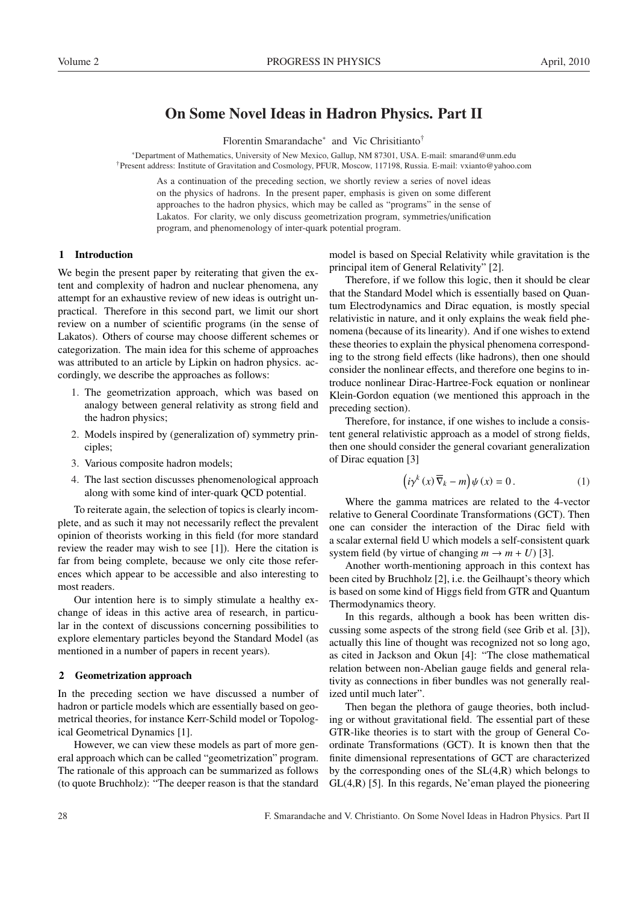# On Some Novel Ideas in Hadron Physics. Part II

Florentin Smarandache[*] and Vic Chrisitianto[†]

[*]Department of Mathematics, University of New Mexico, Gallup, NM 87301, USA. E-mail: smarand@unm.edu

[†]Present address: Institute of Gravitation and Cosmology, PFUR, Moscow, 117198, Russia. E-mail: vxianto@yahoo.com

As a continuation of the preceding section, we shortly review a series of novel ideas on the physics of hadrons. In the present paper, emphasis is given on some different approaches to the hadron physics, which may be called as "programs" in the sense of Lakatos. For clarity, we only discuss geometrization program, symmetries/unification program, and phenomenology of inter-quark potential program.

## 1 Introduction

We begin the present paper by reiterating that given the extent and complexity of hadron and nuclear phenomena, any attempt for an exhaustive review of new ideas is outright unpractical. Therefore in this second part, we limit our short review on a number of scientific programs (in the sense of Lakatos). Others of course may choose different schemes or categorization. The main idea for this scheme of approaches was attributed to an article by Lipkin on hadron physics. accordingly, we describe the approaches as follows:

1. The geometrization approach, which was based on analogy between general relativity as strong field and the hadron physics;
2. Models inspired by (generalization of) symmetry principles;
3. Various composite hadron models;
4. The last section discusses phenomenological approach along with some kind of inter-quark QCD potential.

To reiterate again, the selection of topics is clearly incomplete, and as such it may not necessarily reflect the prevalent opinion of theorists working in this field (for more standard review the reader may wish to see [1]). Here the citation is far from being complete, because we only cite those references which appear to be accessible and also interesting to most readers.

Our intention here is to simply stimulate a healthy exchange of ideas in this active area of research, in particular in the context of discussions concerning possibilities to explore elementary particles beyond the Standard Model (as mentioned in a number of papers in recent years).

## 2 Geometrization approach

In the preceding section we have discussed a number of hadron or particle models which are essentially based on geometrical theories, for instance Kerr-Schild model or Topological Geometrical Dynamics [1].

However, we can view these models as part of more general approach which can be called "geometrization" program. The rationale of this approach can be summarized as follows (to quote Bruchholz): "The deeper reason is that the standard model is based on Special Relativity while gravitation is the principal item of General Relativity" [2].

Therefore, if we follow this logic, then it should be clear that the Standard Model which is essentially based on Quantum Electrodynamics and Dirac equation, is mostly special relativistic in nature, and it only explains the weak field phenomena (because of its linearity). And if one wishes to extend these theories to explain the physical phenomena corresponding to the strong field effects (like hadrons), then one should consider the nonlinear effects, and therefore one begins to introduce nonlinear Dirac-Hartree-Fock equation or nonlinear Klein-Gordon equation (we mentioned this approach in the preceding section).

Therefore, for instance, if one wishes to include a consistent general relativistic approach as a model of strong fields, then one should consider the general covariant generalization of Dirac equation [3]

$$\left(i\gamma^{k}(x)\,\overline{\nabla}_{k}-m\right)\psi(x)=0\,. \tag{1}$$

Where the gamma matrices are related to the 4-vector relative to General Coordinate Transformations (GCT). Then one can consider the interaction of the Dirac field with a scalar external field U which models a self-consistent quark system field (by virtue of changing $m \rightarrow m+U$) [3].

Another worth-mentioning approach in this context has been cited by Bruchholz [2], i.e. the Geilhaupt's theory which is based on some kind of Higgs field from GTR and Quantum Thermodynamics theory.

In this regards, although a book has been written discussing some aspects of the strong field (see Grib et al. [3]), actually this line of thought was recognized not so long ago, as cited in Jackson and Okun [4]: "The close mathematical relation between non-Abelian gauge fields and general relativity as connections in fiber bundles was not generally realized until much later".

Then began the plethora of gauge theories, both including or without gravitational field. The essential part of these GTR-like theories is to start with the group of General Coordinate Transformations (GCT). It is known then that the finite dimensional representations of GCT are characterized by the corresponding ones of the SL(4,R) which belongs to GL(4,R) [5]. In this regards, Ne'eman played the pioneering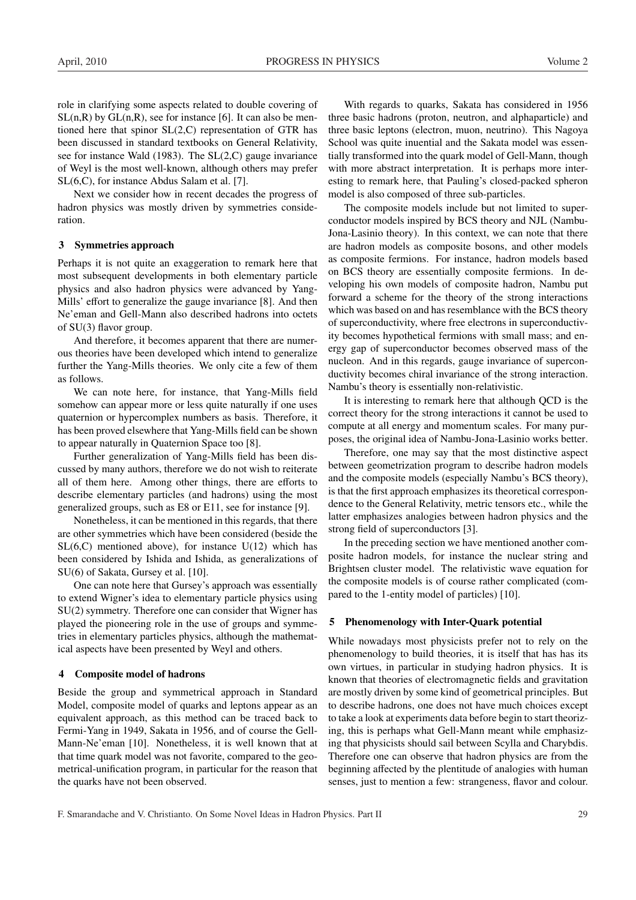role in clarifying some aspects related to double covering of SL(n,R) by GL(n,R), see for instance [6]. It can also be mentioned here that spinor SL(2,C) representation of GTR has been discussed in standard textbooks on General Relativity, see for instance Wald (1983). The SL(2,C) gauge invariance of Weyl is the most well-known, although others may prefer SL(6,C), for instance Abdus Salam et al. [7].

Next we consider how in recent decades the progress of hadron physics was mostly driven by symmetries consideration.

## 3 Symmetries approach

Perhaps it is not quite an exaggeration to remark here that most subsequent developments in both elementary particle physics and also hadron physics were advanced by Yang-Mills' effort to generalize the gauge invariance [8]. And then Ne'eman and Gell-Mann also described hadrons into octets of SU(3) flavor group.

And therefore, it becomes apparent that there are numerous theories have been developed which intend to generalize further the Yang-Mills theories. We only cite a few of them as follows.

We can note here, for instance, that Yang-Mills field somehow can appear more or less quite naturally if one uses quaternion or hypercomplex numbers as basis. Therefore, it has been proved elsewhere that Yang-Mills field can be shown to appear naturally in Quaternion Space too [8].

Further generalization of Yang-Mills field has been discussed by many authors, therefore we do not wish to reiterate all of them here. Among other things, there are efforts to describe elementary particles (and hadrons) using the most generalized groups, such as E8 or E11, see for instance [9].

Nonetheless, it can be mentioned in this regards, that there are other symmetries which have been considered (beside the SL(6,C) mentioned above), for instance U(12) which has been considered by Ishida and Ishida, as generalizations of SU(6) of Sakata, Gursey et al. [10].

One can note here that Gursey's approach was essentially to extend Wigner's idea to elementary particle physics using SU(2) symmetry. Therefore one can consider that Wigner has played the pioneering role in the use of groups and symmetries in elementary particles physics, although the mathematical aspects have been presented by Weyl and others.

## 4 Composite model of hadrons

Beside the group and symmetrical approach in Standard Model, composite model of quarks and leptons appear as an equivalent approach, as this method can be traced back to Fermi-Yang in 1949, Sakata in 1956, and of course the Gell-Mann-Ne'eman [10]. Nonetheless, it is well known that at that time quark model was not favorite, compared to the geometrical-unification program, in particular for the reason that the quarks have not been observed.

With regards to quarks, Sakata has considered in 1956 three basic hadrons (proton, neutron, and alphaparticle) and three basic leptons (electron, muon, neutrino). This Nagoya School was quite inuential and the Sakata model was essentially transformed into the quark model of Gell-Mann, though with more abstract interpretation. It is perhaps more interesting to remark here, that Pauling's closed-packed spheron model is also composed of three sub-particles.

The composite models include but not limited to superconductor models inspired by BCS theory and NJL (Nambu-Jona-Lasinio theory). In this context, we can note that there are hadron models as composite bosons, and other models as composite fermions. For instance, hadron models based on BCS theory are essentially composite fermions. In developing his own models of composite hadron, Nambu put forward a scheme for the theory of the strong interactions which was based on and has resemblance with the BCS theory of superconductivity, where free electrons in superconductivity becomes hypothetical fermions with small mass; and energy gap of superconductor becomes observed mass of the nucleon. And in this regards, gauge invariance of superconductivity becomes chiral invariance of the strong interaction. Nambu's theory is essentially non-relativistic.

It is interesting to remark here that although QCD is the correct theory for the strong interactions it cannot be used to compute at all energy and momentum scales. For many purposes, the original idea of Nambu-Jona-Lasinio works better.

Therefore, one may say that the most distinctive aspect between geometrization program to describe hadron models and the composite models (especially Nambu's BCS theory), is that the first approach emphasizes its theoretical correspondence to the General Relativity, metric tensors etc., while the latter emphasizes analogies between hadron physics and the strong field of superconductors [3].

In the preceding section we have mentioned another composite hadron models, for instance the nuclear string and Brightsen cluster model. The relativistic wave equation for the composite models is of course rather complicated (compared to the 1-entity model of particles) [10].

## 5 Phenomenology with Inter-Quark potential

While nowadays most physicists prefer not to rely on the phenomenology to build theories, it is itself that has has its own virtues, in particular in studying hadron physics. It is known that theories of electromagnetic fields and gravitation are mostly driven by some kind of geometrical principles. But to describe hadrons, one does not have much choices except to take a look at experiments data before begin to start theorizing, this is perhaps what Gell-Mann meant while emphasizing that physicists should sail between Scylla and Charybdis. Therefore one can observe that hadron physics are from the beginning affected by the plentitude of analogies with human senses, just to mention a few: strangeness, flavor and colour.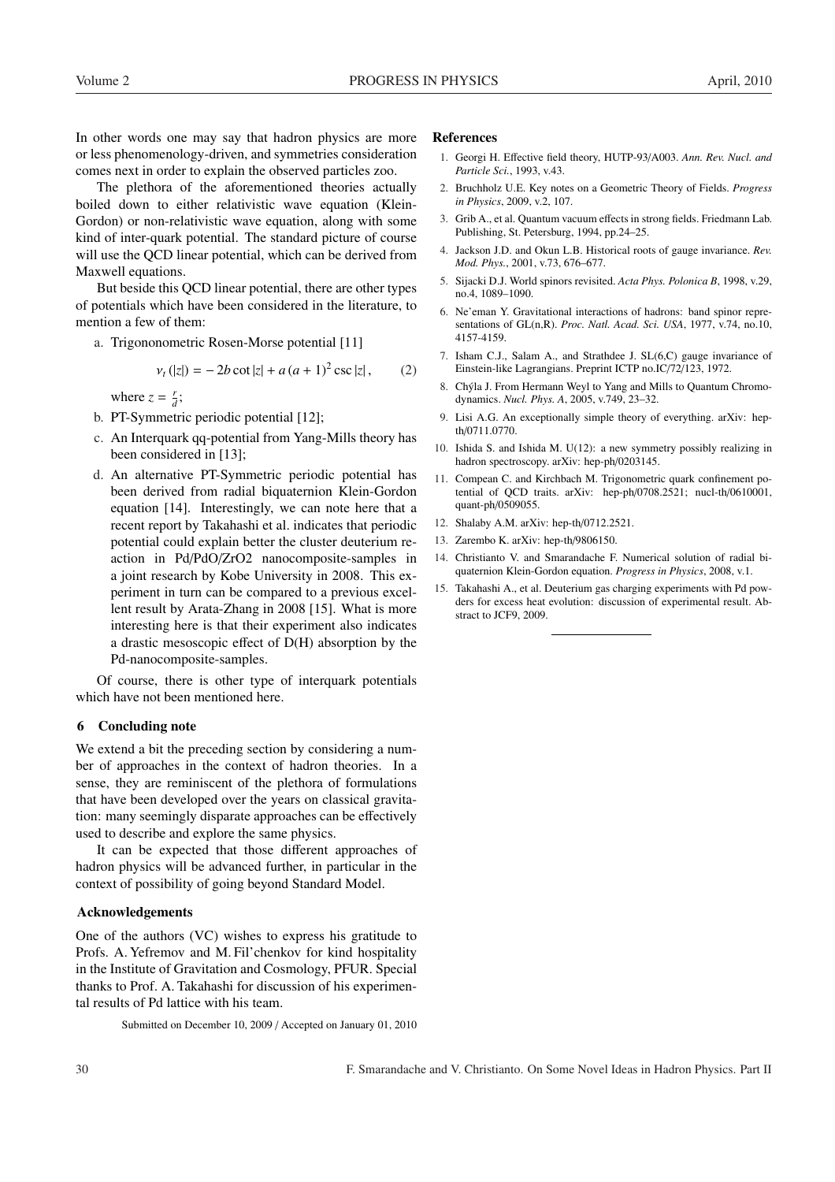In other words one may say that hadron physics are more or less phenomenology-driven, and symmetries consideration comes next in order to explain the observed particles zoo.

The plethora of the aforementioned theories actually boiled down to either relativistic wave equation (Klein-Gordon) or non-relativistic wave equation, along with some kind of inter-quark potential. The standard picture of course will use the QCD linear potential, which can be derived from Maxwell equations.

But beside this QCD linear potential, there are other types of potentials which have been considered in the literature, to mention a few of them:

a. Trigononometric Rosen-Morse potential [11]

$$v_t(|z|) = -2b\cot|z| + a(a+1)^2 \csc|z|, \qquad (2)$$

where $z = \frac{r}{d}$;

b. PT-Symmetric periodic potential [12];

c. An Interquark qq-potential from Yang-Mills theory has been considered in [13];

d. An alternative PT-Symmetric periodic potential has been derived from radial biquaternion Klein-Gordon equation [14]. Interestingly, we can note here that a recent report by Takahashi et al. indicates that periodic potential could explain better the cluster deuterium reaction in Pd/PdO/ZrO2 nanocomposite-samples in a joint research by Kobe University in 2008. This experiment in turn can be compared to a previous excellent result by Arata-Zhang in 2008 [15]. What is more interesting here is that their experiment also indicates a drastic mesoscopic effect of D(H) absorption by the Pd-nanocomposite-samples.

Of course, there is other type of interquark potentials which have not been mentioned here.

## 6 Concluding note

We extend a bit the preceding section by considering a number of approaches in the context of hadron theories. In a sense, they are reminiscent of the plethora of formulations that have been developed over the years on classical gravitation: many seemingly disparate approaches can be effectively used to describe and explore the same physics.

It can be expected that those different approaches of hadron physics will be advanced further, in particular in the context of possibility of going beyond Standard Model.

### Acknowledgements

One of the authors (VC) wishes to express his gratitude to Profs. A. Yefremov and M. Fil'chenkov for kind hospitality in the Institute of Gravitation and Cosmology, PFUR. Special thanks to Prof. A. Takahashi for discussion of his experimental results of Pd lattice with his team.

Submitted on December 10, 2009 / Accepted on January 01, 2010

### References

1. Georgi H. Effective field theory, HUTP-93/A003. *Ann. Rev. Nucl. and Particle Sci.*, 1993, v.43.
2. Bruchholz U.E. Key notes on a Geometric Theory of Fields. *Progress in Physics*, 2009, v.2, 107.
3. Grib A., et al. Quantum vacuum effects in strong fields. Friedmann Lab. Publishing, St. Petersburg, 1994, pp.24–25.
4. Jackson J.D. and Okun L.B. Historical roots of gauge invariance. *Rev. Mod. Phys.*, 2001, v.73, 676–677.
5. Sijacki D.J. World spinors revisited. *Acta Phys. Polonica B*, 1998, v.29, no.4, 1089–1090.
6. Ne'eman Y. Gravitational interactions of hadrons: band spinor representations of GL(n,R). *Proc. Natl. Acad. Sci. USA*, 1977, v.74, no.10, 4157-4159.
7. Isham C.J., Salam A., and Strathdee J. SL(6,C) gauge invariance of Einstein-like Lagrangians. Preprint ICTP no.IC/72/123, 1972.
8. Chýla J. From Hermann Weyl to Yang and Mills to Quantum Chromodynamics. *Nucl. Phys. A*, 2005, v.749, 23–32.
9. Lisi A.G. An exceptionally simple theory of everything. arXiv: hep-th/0711.0770.
10. Ishida S. and Ishida M. U(12): a new symmetry possibly realizing in hadron spectroscopy. arXiv: hep-ph/0203145.
11. Compean C. and Kirchbach M. Trigonometric quark confinement potential of QCD traits. arXiv: hep-ph/0708.2521; nucl-th/0610001, quant-ph/0509055.
12. Shalaby A.M. arXiv: hep-th/0712.2521.
13. Zarembo K. arXiv: hep-th/9806150.
14. Christianto V. and Smarandache F. Numerical solution of radial biquaternion Klein-Gordon equation. *Progress in Physics*, 2008, v.1.
15. Takahashi A., et al. Deuterium gas charging experiments with Pd powders for excess heat evolution: discussion of experimental result. Abstract to JCF9, 2009.